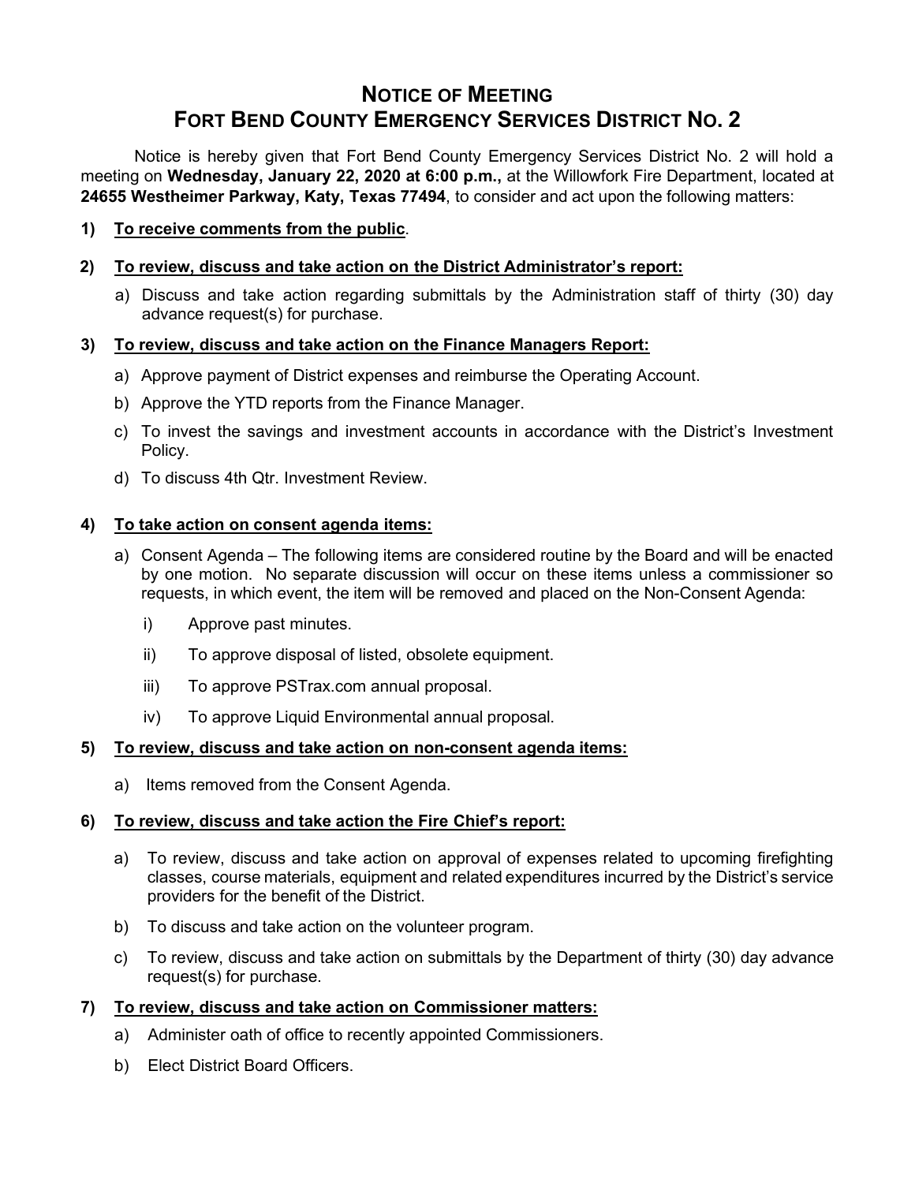# Notice of Meeting
# Fort Bend County Emergency Services District No. 2

Notice is hereby given that Fort Bend County Emergency Services District No. 2 will hold a meeting on **Wednesday, January 22, 2020 at 6:00 p.m.,** at the Willowfork Fire Department, located at **24655 Westheimer Parkway, Katy, Texas 77494**, to consider and act upon the following matters:

**1) <u>To receive comments from the public</u>**.

**2) <u>To review, discuss and take action on the District Administrator's report:</u>**

a) Discuss and take action regarding submittals by the Administration staff of thirty (30) day advance request(s) for purchase.

**3) <u>To review, discuss and take action on the Finance Managers Report:</u>**

a) Approve payment of District expenses and reimburse the Operating Account.

b) Approve the YTD reports from the Finance Manager.

c) To invest the savings and investment accounts in accordance with the District's Investment Policy.

d) To discuss 4th Qtr. Investment Review.

**4) <u>To take action on consent agenda items:</u>**

a) Consent Agenda – The following items are considered routine by the Board and will be enacted by one motion. No separate discussion will occur on these items unless a commissioner so requests, in which event, the item will be removed and placed on the Non-Consent Agenda:

i) Approve past minutes.

ii) To approve disposal of listed, obsolete equipment.

iii) To approve PSTrax.com annual proposal.

iv) To approve Liquid Environmental annual proposal.

**5) <u>To review, discuss and take action on non-consent agenda items:</u>**

a) Items removed from the Consent Agenda.

**6) <u>To review, discuss and take action the Fire Chief's report:</u>**

a) To review, discuss and take action on approval of expenses related to upcoming firefighting classes, course materials, equipment and related expenditures incurred by the District's service providers for the benefit of the District.

b) To discuss and take action on the volunteer program.

c) To review, discuss and take action on submittals by the Department of thirty (30) day advance request(s) for purchase.

**7) <u>To review, discuss and take action on Commissioner matters:</u>**

a) Administer oath of office to recently appointed Commissioners.

b) Elect District Board Officers.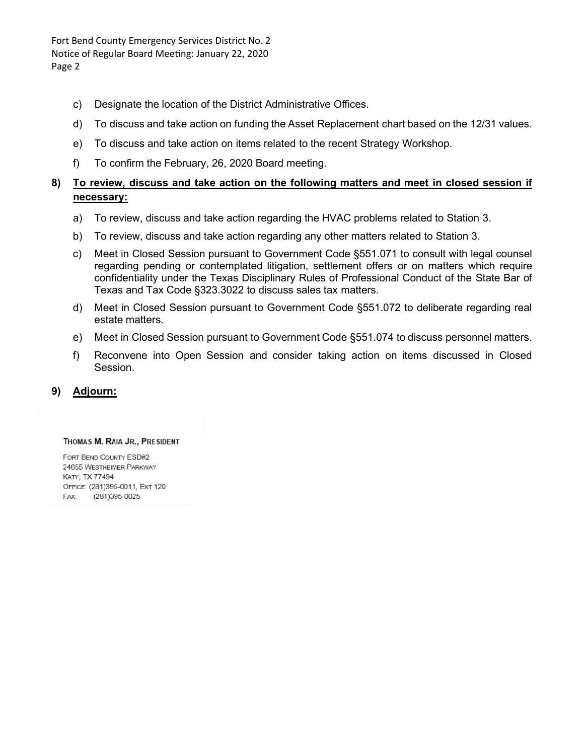c) Designate the location of the District Administrative Offices.

d) To discuss and take action on funding the Asset Replacement chart based on the 12/31 values.

e) To discuss and take action on items related to the recent Strategy Workshop.

f) To confirm the February, 26, 2020 Board meeting.

**8) <u>To review, discuss and take action on the following matters and meet in closed session if necessary:</u>**

a) To review, discuss and take action regarding the HVAC problems related to Station 3.

b) To review, discuss and take action regarding any other matters related to Station 3.

c) Meet in Closed Session pursuant to Government Code §551.071 to consult with legal counsel regarding pending or contemplated litigation, settlement offers or on matters which require confidentiality under the Texas Disciplinary Rules of Professional Conduct of the State Bar of Texas and Tax Code §323.3022 to discuss sales tax matters.

d) Meet in Closed Session pursuant to Government Code §551.072 to deliberate regarding real estate matters.

e) Meet in Closed Session pursuant to Government Code §551.074 to discuss personnel matters.

f) Reconvene into Open Session and consider taking action on items discussed in Closed Session.

**9) <u>Adjourn:</u>**

THOMAS M. RAIA JR., PRESIDENT

FORT BEND COUNTY ESD#2
24655 WESTHEIMER PARKWAY
KATY, TX 77494
OFFICE: (281)395-0011, EXT 120
FAX: (281)395-0025